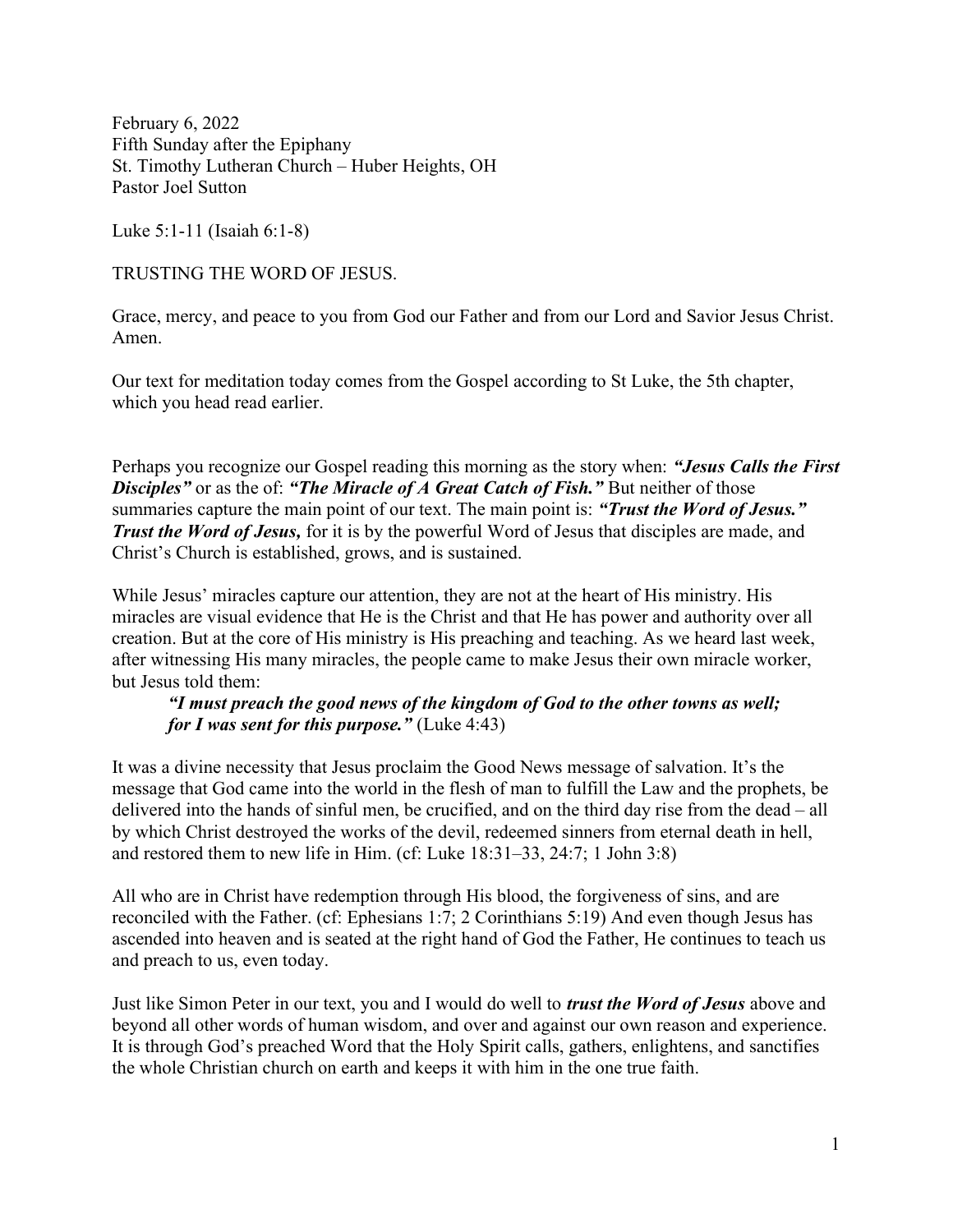February 6, 2022
Fifth Sunday after the Epiphany
St. Timothy Lutheran Church – Huber Heights, OH
Pastor Joel Sutton

Luke 5:1-11 (Isaiah 6:1-8)

TRUSTING THE WORD OF JESUS.

Grace, mercy, and peace to you from God our Father and from our Lord and Savior Jesus Christ. Amen.

Our text for meditation today comes from the Gospel according to St Luke, the 5th chapter, which you head read earlier.

Perhaps you recognize our Gospel reading this morning as the story when: ***"Jesus Calls the First Disciples"*** or as the of: ***"The Miracle of A Great Catch of Fish."*** But neither of those summaries capture the main point of our text. The main point is: ***"Trust the Word of Jesus." Trust the Word of Jesus,*** for it is by the powerful Word of Jesus that disciples are made, and Christ's Church is established, grows, and is sustained.

While Jesus' miracles capture our attention, they are not at the heart of His ministry. His miracles are visual evidence that He is the Christ and that He has power and authority over all creation. But at the core of His ministry is His preaching and teaching. As we heard last week, after witnessing His many miracles, the people came to make Jesus their own miracle worker, but Jesus told them:

> ***"I must preach the good news of the kingdom of God to the other towns as well; for I was sent for this purpose."*** (Luke 4:43)

It was a divine necessity that Jesus proclaim the Good News message of salvation. It's the message that God came into the world in the flesh of man to fulfill the Law and the prophets, be delivered into the hands of sinful men, be crucified, and on the third day rise from the dead – all by which Christ destroyed the works of the devil, redeemed sinners from eternal death in hell, and restored them to new life in Him. (cf: Luke 18:31–33, 24:7; 1 John 3:8)

All who are in Christ have redemption through His blood, the forgiveness of sins, and are reconciled with the Father. (cf: Ephesians 1:7; 2 Corinthians 5:19) And even though Jesus has ascended into heaven and is seated at the right hand of God the Father, He continues to teach us and preach to us, even today.

Just like Simon Peter in our text, you and I would do well to ***trust the Word of Jesus*** above and beyond all other words of human wisdom, and over and against our own reason and experience. It is through God's preached Word that the Holy Spirit calls, gathers, enlightens, and sanctifies the whole Christian church on earth and keeps it with him in the one true faith.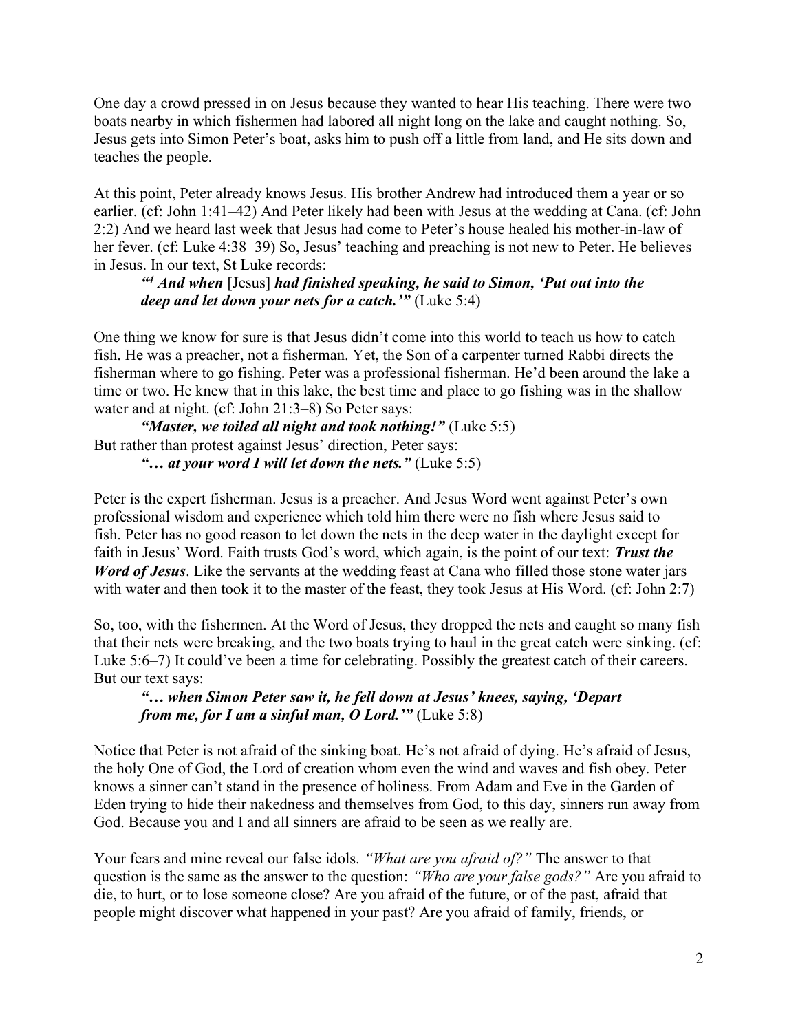One day a crowd pressed in on Jesus because they wanted to hear His teaching. There were two boats nearby in which fishermen had labored all night long on the lake and caught nothing. So, Jesus gets into Simon Peter's boat, asks him to push off a little from land, and He sits down and teaches the people.

At this point, Peter already knows Jesus. His brother Andrew had introduced them a year or so earlier. (cf: John 1:41–42) And Peter likely had been with Jesus at the wedding at Cana. (cf: John 2:2) And we heard last week that Jesus had come to Peter's house healed his mother-in-law of her fever. (cf: Luke 4:38–39) So, Jesus' teaching and preaching is not new to Peter. He believes in Jesus. In our text, St Luke records:

> ***"[4] And when*** [Jesus] ***had finished speaking, he said to Simon, 'Put out into the deep and let down your nets for a catch.'"*** (Luke 5:4)

One thing we know for sure is that Jesus didn't come into this world to teach us how to catch fish. He was a preacher, not a fisherman. Yet, the Son of a carpenter turned Rabbi directs the fisherman where to go fishing. Peter was a professional fisherman. He'd been around the lake a time or two. He knew that in this lake, the best time and place to go fishing was in the shallow water and at night. (cf: John 21:3–8) So Peter says:

> ***"Master, we toiled all night and took nothing!"*** (Luke 5:5)

But rather than protest against Jesus' direction, Peter says:

> ***"… at your word I will let down the nets."*** (Luke 5:5)

Peter is the expert fisherman. Jesus is a preacher. And Jesus Word went against Peter's own professional wisdom and experience which told him there were no fish where Jesus said to fish. Peter has no good reason to let down the nets in the deep water in the daylight except for faith in Jesus' Word. Faith trusts God's word, which again, is the point of our text: ***Trust the Word of Jesus***. Like the servants at the wedding feast at Cana who filled those stone water jars with water and then took it to the master of the feast, they took Jesus at His Word. (cf: John 2:7)

So, too, with the fishermen. At the Word of Jesus, they dropped the nets and caught so many fish that their nets were breaking, and the two boats trying to haul in the great catch were sinking. (cf: Luke 5:6–7) It could've been a time for celebrating. Possibly the greatest catch of their careers. But our text says:

> ***"… when Simon Peter saw it, he fell down at Jesus' knees, saying, 'Depart from me, for I am a sinful man, O Lord.'"*** (Luke 5:8)

Notice that Peter is not afraid of the sinking boat. He's not afraid of dying. He's afraid of Jesus, the holy One of God, the Lord of creation whom even the wind and waves and fish obey. Peter knows a sinner can't stand in the presence of holiness. From Adam and Eve in the Garden of Eden trying to hide their nakedness and themselves from God, to this day, sinners run away from God. Because you and I and all sinners are afraid to be seen as we really are.

Your fears and mine reveal our false idols. *"What are you afraid of?"* The answer to that question is the same as the answer to the question: *"Who are your false gods?"* Are you afraid to die, to hurt, or to lose someone close? Are you afraid of the future, or of the past, afraid that people might discover what happened in your past? Are you afraid of family, friends, or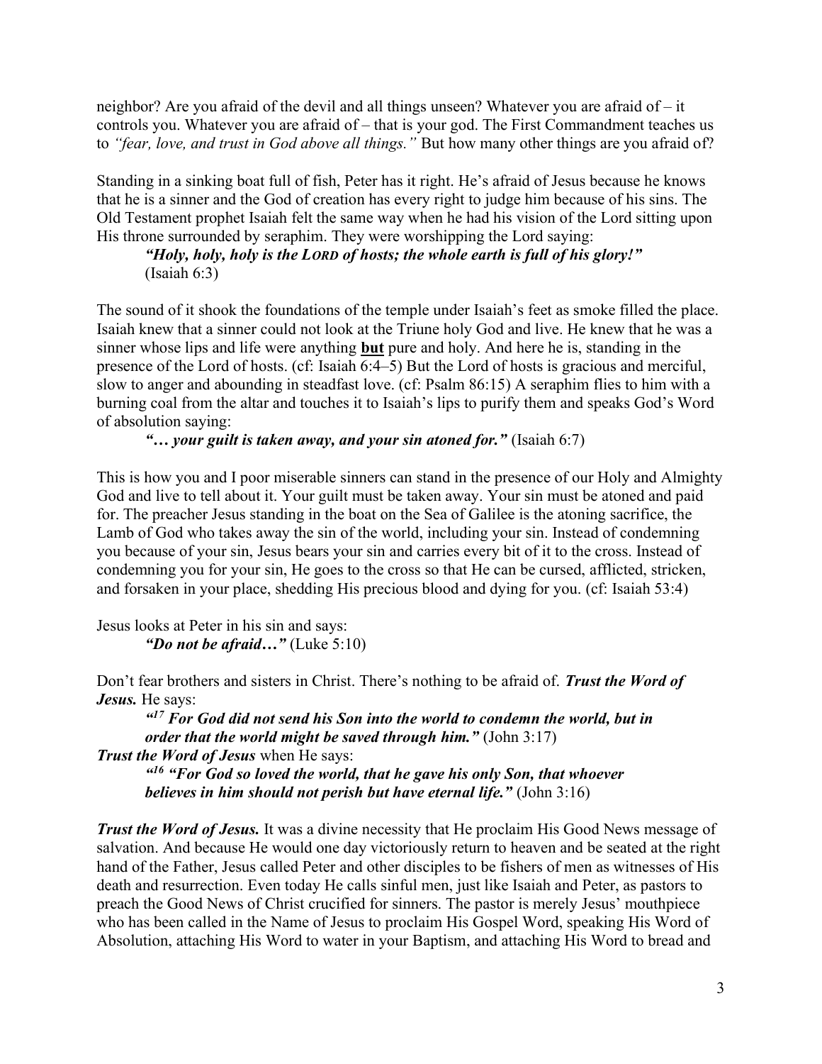neighbor? Are you afraid of the devil and all things unseen? Whatever you are afraid of – it controls you. Whatever you are afraid of – that is your god. The First Commandment teaches us to *"fear, love, and trust in God above all things."* But how many other things are you afraid of?

Standing in a sinking boat full of fish, Peter has it right. He's afraid of Jesus because he knows that he is a sinner and the God of creation has every right to judge him because of his sins. The Old Testament prophet Isaiah felt the same way when he had his vision of the Lord sitting upon His throne surrounded by seraphim. They were worshipping the Lord saying:

> ***"Holy, holy, holy is the LORD of hosts; the whole earth is full of his glory!"*** (Isaiah 6:3)

The sound of it shook the foundations of the temple under Isaiah's feet as smoke filled the place. Isaiah knew that a sinner could not look at the Triune holy God and live. He knew that he was a sinner whose lips and life were anything **but** pure and holy. And here he is, standing in the presence of the Lord of hosts. (cf: Isaiah 6:4–5) But the Lord of hosts is gracious and merciful, slow to anger and abounding in steadfast love. (cf: Psalm 86:15) A seraphim flies to him with a burning coal from the altar and touches it to Isaiah's lips to purify them and speaks God's Word of absolution saying:

> ***"… your guilt is taken away, and your sin atoned for."*** (Isaiah 6:7)

This is how you and I poor miserable sinners can stand in the presence of our Holy and Almighty God and live to tell about it. Your guilt must be taken away. Your sin must be atoned and paid for. The preacher Jesus standing in the boat on the Sea of Galilee is the atoning sacrifice, the Lamb of God who takes away the sin of the world, including your sin. Instead of condemning you because of your sin, Jesus bears your sin and carries every bit of it to the cross. Instead of condemning you for your sin, He goes to the cross so that He can be cursed, afflicted, stricken, and forsaken in your place, shedding His precious blood and dying for you. (cf: Isaiah 53:4)

Jesus looks at Peter in his sin and says:

> ***"Do not be afraid…"*** (Luke 5:10)

Don't fear brothers and sisters in Christ. There's nothing to be afraid of. ***Trust the Word of Jesus.*** He says:

> ***"[17] For God did not send his Son into the world to condemn the world, but in order that the world might be saved through him."*** (John 3:17)

***Trust the Word of Jesus*** when He says:

> ***"[16] "For God so loved the world, that he gave his only Son, that whoever believes in him should not perish but have eternal life."*** (John 3:16)

***Trust the Word of Jesus.*** It was a divine necessity that He proclaim His Good News message of salvation. And because He would one day victoriously return to heaven and be seated at the right hand of the Father, Jesus called Peter and other disciples to be fishers of men as witnesses of His death and resurrection. Even today He calls sinful men, just like Isaiah and Peter, as pastors to preach the Good News of Christ crucified for sinners. The pastor is merely Jesus' mouthpiece who has been called in the Name of Jesus to proclaim His Gospel Word, speaking His Word of Absolution, attaching His Word to water in your Baptism, and attaching His Word to bread and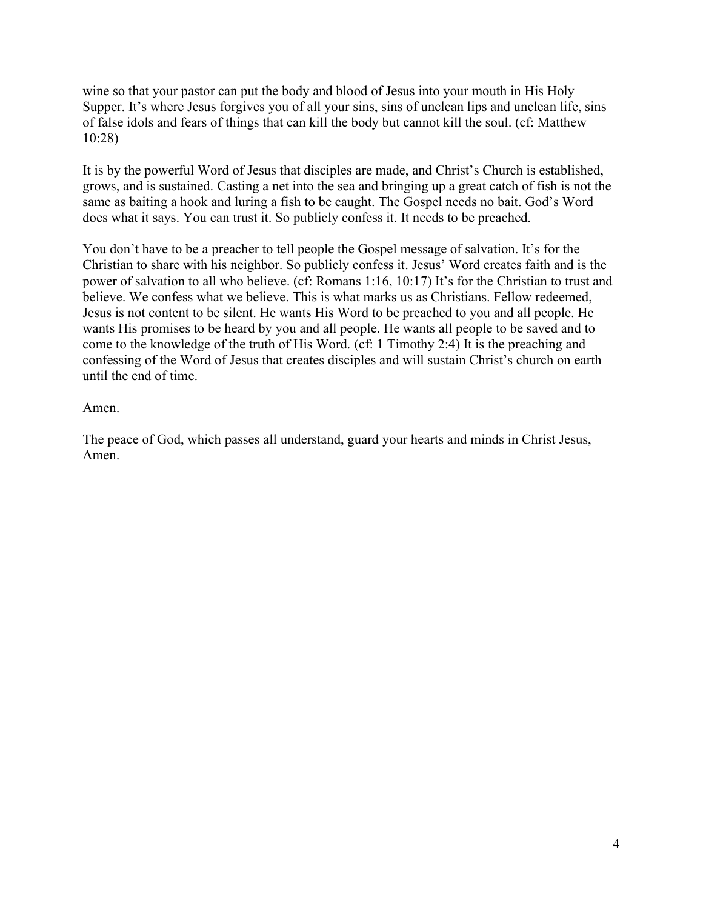wine so that your pastor can put the body and blood of Jesus into your mouth in His Holy Supper. It's where Jesus forgives you of all your sins, sins of unclean lips and unclean life, sins of false idols and fears of things that can kill the body but cannot kill the soul. (cf: Matthew 10:28)

It is by the powerful Word of Jesus that disciples are made, and Christ's Church is established, grows, and is sustained. Casting a net into the sea and bringing up a great catch of fish is not the same as baiting a hook and luring a fish to be caught. The Gospel needs no bait. God's Word does what it says. You can trust it. So publicly confess it. It needs to be preached.

You don't have to be a preacher to tell people the Gospel message of salvation. It's for the Christian to share with his neighbor. So publicly confess it. Jesus' Word creates faith and is the power of salvation to all who believe. (cf: Romans 1:16, 10:17) It's for the Christian to trust and believe. We confess what we believe. This is what marks us as Christians. Fellow redeemed, Jesus is not content to be silent. He wants His Word to be preached to you and all people. He wants His promises to be heard by you and all people. He wants all people to be saved and to come to the knowledge of the truth of His Word. (cf: 1 Timothy 2:4) It is the preaching and confessing of the Word of Jesus that creates disciples and will sustain Christ's church on earth until the end of time.

Amen.

The peace of God, which passes all understand, guard your hearts and minds in Christ Jesus, Amen.